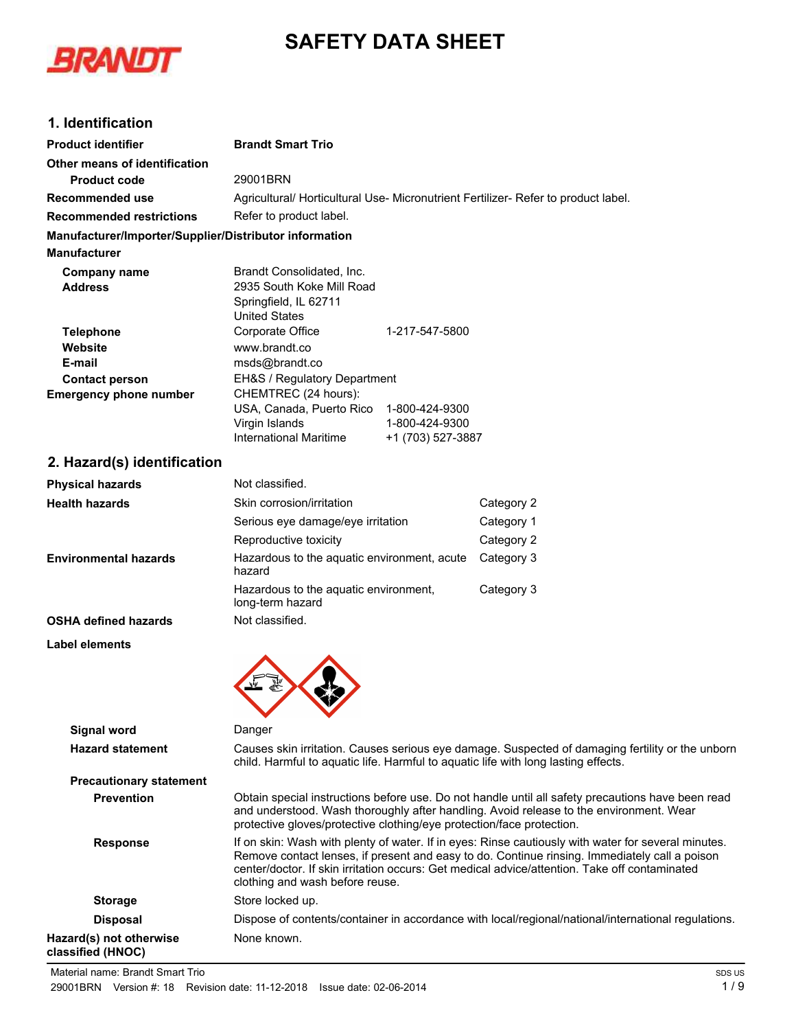# SAFETY DATA SHEET

## 1. Identification

| | | |
|---|---|---|
| **Product identifier** | **Brandt Smart Trio** | |
| **Other means of identification** | | |
| **Product code** | 29001BRN | |
| **Recommended use** | Agricultural/ Horticultural Use- Micronutrient Fertilizer- Refer to product label. | |
| **Recommended restrictions** | Refer to product label. | |

**Manufacturer/Importer/Supplier/Distributor information**

**Manufacturer**

| | | |
|---|---|---|
| **Company name** | Brandt Consolidated, Inc. | |
| **Address** | 2935 South Koke Mill Road<br>Springfield, IL 62711<br>United States | |
| **Telephone** | Corporate Office | 1-217-547-5800 |
| **Website** | www.brandt.co | |
| **E-mail** | msds@brandt.co | |
| **Contact person** | EH&S / Regulatory Department | |
| **Emergency phone number** | CHEMTREC (24 hours): | |
| | USA, Canada, Puerto Rico | 1-800-424-9300 |
| | Virgin Islands | 1-800-424-9300 |
| | International Maritime | +1 (703) 527-3887 |

## 2. Hazard(s) identification

| | | |
|---|---|---|
| **Physical hazards** | Not classified. | |
| **Health hazards** | Skin corrosion/irritation | Category 2 |
| | Serious eye damage/eye irritation | Category 1 |
| | Reproductive toxicity | Category 2 |
| **Environmental hazards** | Hazardous to the aquatic environment, acute hazard | Category 3 |
| | Hazardous to the aquatic environment, long-term hazard | Category 3 |
| **OSHA defined hazards** | Not classified. | |

**Label elements**

**Signal word** Danger

**Hazard statement** Causes skin irritation. Causes serious eye damage. Suspected of damaging fertility or the unborn child. Harmful to aquatic life. Harmful to aquatic life with long lasting effects.

**Precautionary statement**

**Prevention** Obtain special instructions before use. Do not handle until all safety precautions have been read and understood. Wash thoroughly after handling. Avoid release to the environment. Wear protective gloves/protective clothing/eye protection/face protection.

**Response** If on skin: Wash with plenty of water. If in eyes: Rinse cautiously with water for several minutes. Remove contact lenses, if present and easy to do. Continue rinsing. Immediately call a poison center/doctor. If skin irritation occurs: Get medical advice/attention. Take off contaminated clothing and wash before reuse.

**Storage** Store locked up.

**Disposal** Dispose of contents/container in accordance with local/regional/national/international regulations.

**Hazard(s) not otherwise classified (HNOC)** None known.

Material name: Brandt Smart Trio

29001BRN Version #: 18 Revision date: 11-12-2018 Issue date: 02-06-2014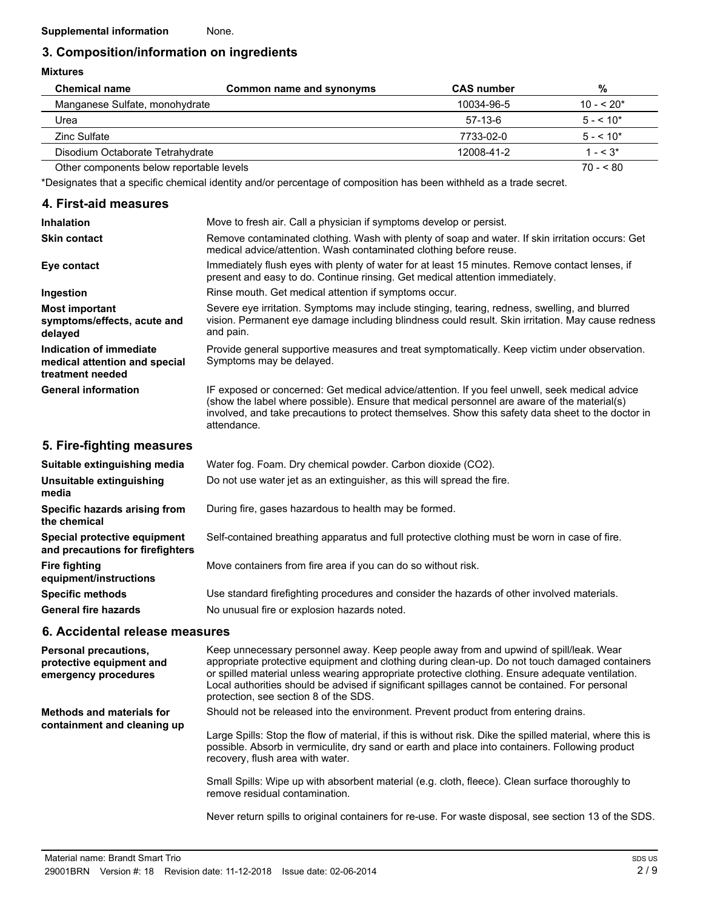**Supplemental information** None.

## 3. Composition/information on ingredients

**Mixtures**

| Chemical name | Common name and synonyms | CAS number | % |
|---|---|---|---|
| Manganese Sulfate, monohydrate | | 10034-96-5 | 10 - < 20* |
| Urea | | 57-13-6 | 5 - < 10* |
| Zinc Sulfate | | 7733-02-0 | 5 - < 10* |
| Disodium Octaborate Tetrahydrate | | 12008-41-2 | 1 - < 3* |
| Other components below reportable levels | | | 70 - < 80 |

*Designates that a specific chemical identity and/or percentage of composition has been withheld as a trade secret.

## 4. First-aid measures

**Inhalation** Move to fresh air. Call a physician if symptoms develop or persist.

**Skin contact** Remove contaminated clothing. Wash with plenty of soap and water. If skin irritation occurs: Get medical advice/attention. Wash contaminated clothing before reuse.

**Eye contact** Immediately flush eyes with plenty of water for at least 15 minutes. Remove contact lenses, if present and easy to do. Continue rinsing. Get medical attention immediately.

**Ingestion** Rinse mouth. Get medical attention if symptoms occur.

**Most important symptoms/effects, acute and delayed** Severe eye irritation. Symptoms may include stinging, tearing, redness, swelling, and blurred vision. Permanent eye damage including blindness could result. Skin irritation. May cause redness and pain.

**Indication of immediate medical attention and special treatment needed** Provide general supportive measures and treat symptomatically. Keep victim under observation. Symptoms may be delayed.

**General information** IF exposed or concerned: Get medical advice/attention. If you feel unwell, seek medical advice (show the label where possible). Ensure that medical personnel are aware of the material(s) involved, and take precautions to protect themselves. Show this safety data sheet to the doctor in attendance.

## 5. Fire-fighting measures

**Suitable extinguishing media** Water fog. Foam. Dry chemical powder. Carbon dioxide ($CO_2$).

**Unsuitable extinguishing media** Do not use water jet as an extinguisher, as this will spread the fire.

**Specific hazards arising from the chemical** During fire, gases hazardous to health may be formed.

**Special protective equipment and precautions for firefighters** Self-contained breathing apparatus and full protective clothing must be worn in case of fire.

**Fire fighting equipment/instructions** Move containers from fire area if you can do so without risk.

**Specific methods** Use standard firefighting procedures and consider the hazards of other involved materials.

**General fire hazards** No unusual fire or explosion hazards noted.

## 6. Accidental release measures

**Personal precautions, protective equipment and emergency procedures** Keep unnecessary personnel away. Keep people away from and upwind of spill/leak. Wear appropriate protective equipment and clothing during clean-up. Do not touch damaged containers or spilled material unless wearing appropriate protective clothing. Ensure adequate ventilation. Local authorities should be advised if significant spillages cannot be contained. For personal protection, see section 8 of the SDS.

**Methods and materials for containment and cleaning up** Should not be released into the environment. Prevent product from entering drains.

Large Spills: Stop the flow of material, if this is without risk. Dike the spilled material, where this is possible. Absorb in vermiculite, dry sand or earth and place into containers. Following product recovery, flush area with water.

Small Spills: Wipe up with absorbent material (e.g. cloth, fleece). Clean surface thoroughly to remove residual contamination.

Never return spills to original containers for re-use. For waste disposal, see section 13 of the SDS.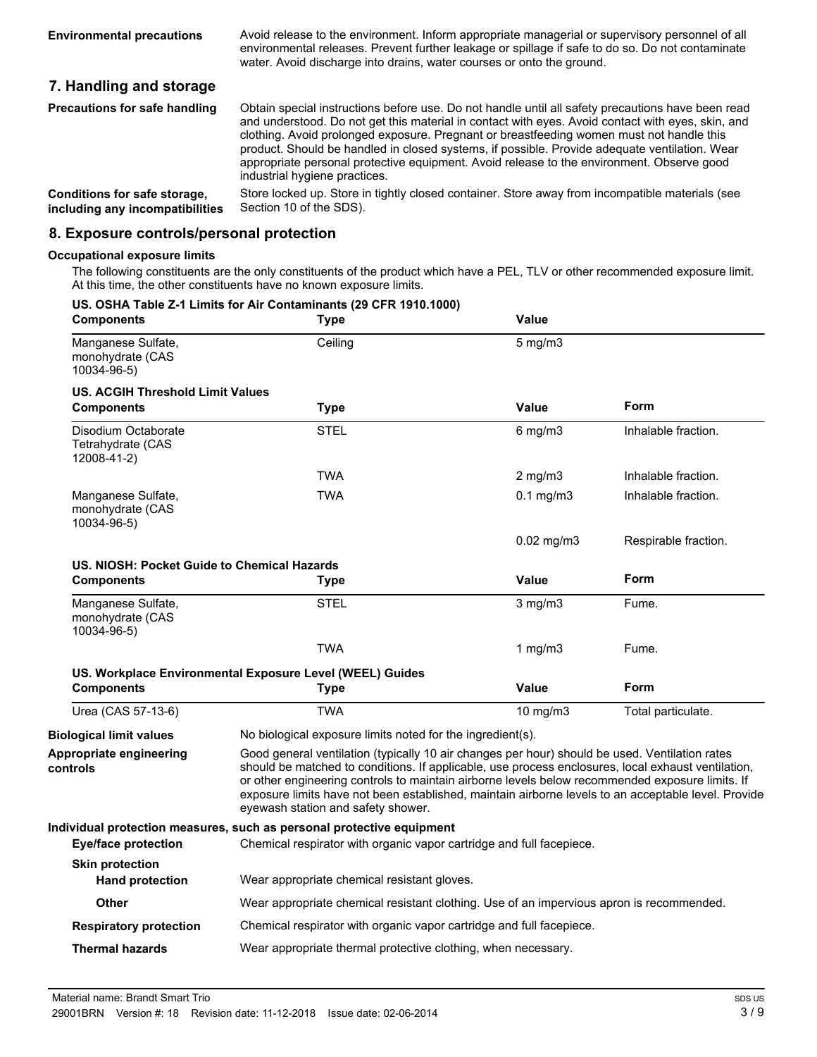**Environmental precautions** Avoid release to the environment. Inform appropriate managerial or supervisory personnel of all environmental releases. Prevent further leakage or spillage if safe to do so. Do not contaminate water. Avoid discharge into drains, water courses or onto the ground.

## 7. Handling and storage

**Precautions for safe handling** Obtain special instructions before use. Do not handle until all safety precautions have been read and understood. Do not get this material in contact with eyes. Avoid contact with eyes, skin, and clothing. Avoid prolonged exposure. Pregnant or breastfeeding women must not handle this product. Should be handled in closed systems, if possible. Provide adequate ventilation. Wear appropriate personal protective equipment. Avoid release to the environment. Observe good industrial hygiene practices.

**Conditions for safe storage, including any incompatibilities** Store locked up. Store in tightly closed container. Store away from incompatible materials (see Section 10 of the SDS).

## 8. Exposure controls/personal protection

### Occupational exposure limits

The following constituents are the only constituents of the product which have a PEL, TLV or other recommended exposure limit. At this time, the other constituents have no known exposure limits.

**US. OSHA Table Z-1 Limits for Air Contaminants (29 CFR 1910.1000)**

| Components | Type | Value |
|---|---|---|
| Manganese Sulfate, monohydrate (CAS 10034-96-5) | Ceiling | 5 mg/m3 |

**US. ACGIH Threshold Limit Values**

| Components | Type | Value | Form |
|---|---|---|---|
| Disodium Octaborate Tetrahydrate (CAS 12008-41-2) | STEL | 6 mg/m3 | Inhalable fraction. |
| | TWA | 2 mg/m3 | Inhalable fraction. |
| Manganese Sulfate, monohydrate (CAS 10034-96-5) | TWA | 0.1 mg/m3 | Inhalable fraction. |
| | | 0.02 mg/m3 | Respirable fraction. |

**US. NIOSH: Pocket Guide to Chemical Hazards**

| Components | Type | Value | Form |
|---|---|---|---|
| Manganese Sulfate, monohydrate (CAS 10034-96-5) | STEL | 3 mg/m3 | Fume. |
| | TWA | 1 mg/m3 | Fume. |

**US. Workplace Environmental Exposure Level (WEEL) Guides**

| Components | Type | Value | Form |
|---|---|---|---|
| Urea (CAS 57-13-6) | TWA | 10 mg/m3 | Total particulate. |

**Biological limit values** No biological exposure limits noted for the ingredient(s).

**Appropriate engineering controls** Good general ventilation (typically 10 air changes per hour) should be used. Ventilation rates should be matched to conditions. If applicable, use process enclosures, local exhaust ventilation, or other engineering controls to maintain airborne levels below recommended exposure limits. If exposure limits have not been established, maintain airborne levels to an acceptable level. Provide eyewash station and safety shower.

### Individual protection measures, such as personal protective equipment

**Eye/face protection** Chemical respirator with organic vapor cartridge and full facepiece.

**Skin protection**

**Hand protection** Wear appropriate chemical resistant gloves.

**Other** Wear appropriate chemical resistant clothing. Use of an impervious apron is recommended.

**Respiratory protection** Chemical respirator with organic vapor cartridge and full facepiece.

**Thermal hazards** Wear appropriate thermal protective clothing, when necessary.

Material name: Brandt Smart Trio
29001BRN Version #: 18 Revision date: 11-12-2018 Issue date: 02-06-2014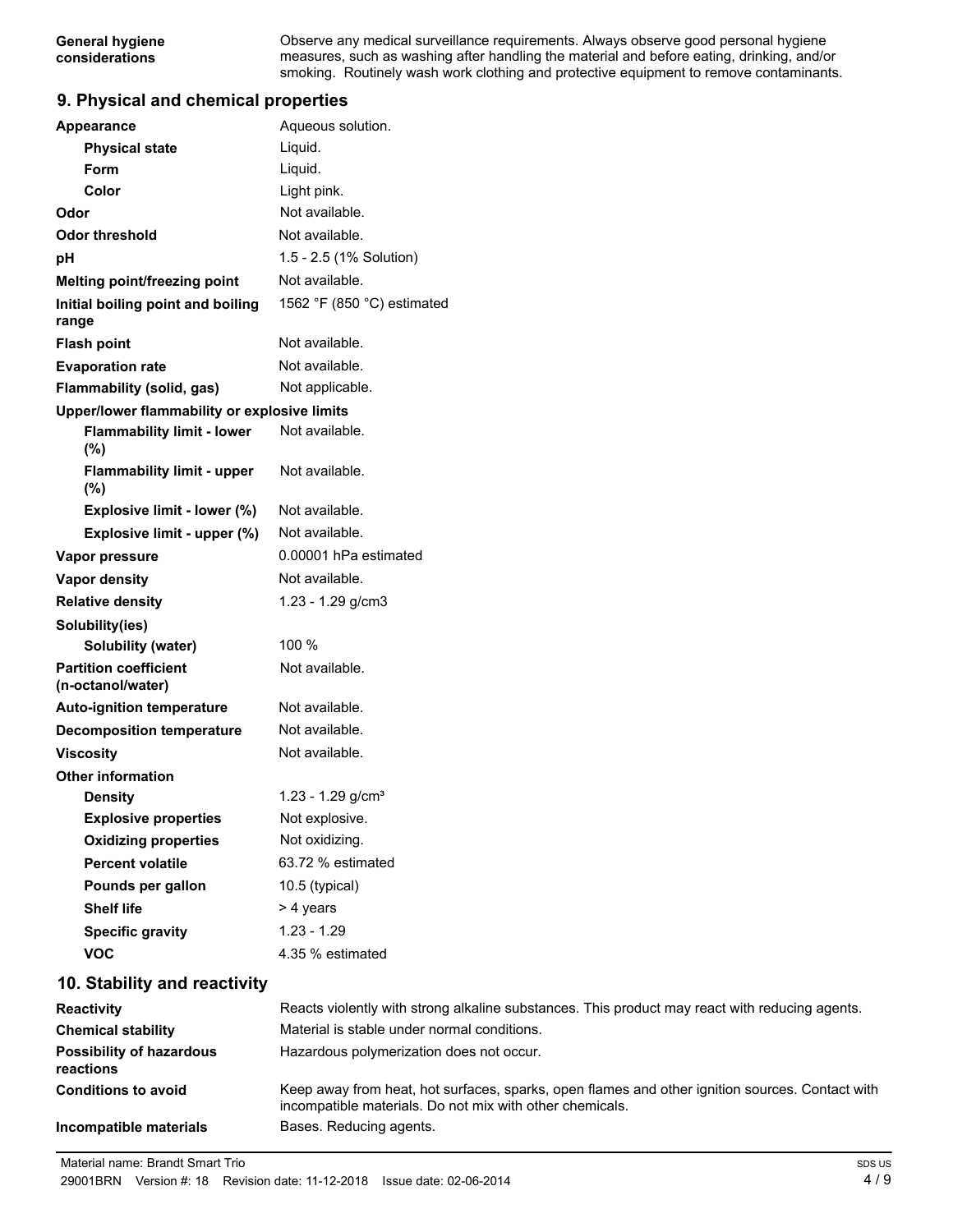| | |
|---|---|
| **General hygiene considerations** | Observe any medical surveillance requirements. Always observe good personal hygiene measures, such as washing after handling the material and before eating, drinking, and/or smoking. Routinely wash work clothing and protective equipment to remove contaminants. |

## 9. Physical and chemical properties

| | |
|---|---|
| **Appearance** | Aqueous solution. |
| **Physical state** | Liquid. |
| **Form** | Liquid. |
| **Color** | Light pink. |
| **Odor** | Not available. |
| **Odor threshold** | Not available. |
| **pH** | 1.5 - 2.5 (1% Solution) |
| **Melting point/freezing point** | Not available. |
| **Initial boiling point and boiling range** | 1562 °F (850 °C) estimated |
| **Flash point** | Not available. |
| **Evaporation rate** | Not available. |
| **Flammability (solid, gas)** | Not applicable. |
| **Upper/lower flammability or explosive limits** | |
| **Flammability limit - lower (%)** | Not available. |
| **Flammability limit - upper (%)** | Not available. |
| **Explosive limit - lower (%)** | Not available. |
| **Explosive limit - upper (%)** | Not available. |
| **Vapor pressure** | 0.00001 hPa estimated |
| **Vapor density** | Not available. |
| **Relative density** | 1.23 - 1.29 g/cm3 |
| **Solubility(ies)** | |
| **Solubility (water)** | 100 % |
| **Partition coefficient (n-octanol/water)** | Not available. |
| **Auto-ignition temperature** | Not available. |
| **Decomposition temperature** | Not available. |
| **Viscosity** | Not available. |
| **Other information** | |
| **Density** | 1.23 - 1.29 g/cm³ |
| **Explosive properties** | Not explosive. |
| **Oxidizing properties** | Not oxidizing. |
| **Percent volatile** | 63.72 % estimated |
| **Pounds per gallon** | 10.5 (typical) |
| **Shelf life** | > 4 years |
| **Specific gravity** | 1.23 - 1.29 |
| **VOC** | 4.35 % estimated |

## 10. Stability and reactivity

| | |
|---|---|
| **Reactivity** | Reacts violently with strong alkaline substances. This product may react with reducing agents. |
| **Chemical stability** | Material is stable under normal conditions. |
| **Possibility of hazardous reactions** | Hazardous polymerization does not occur. |
| **Conditions to avoid** | Keep away from heat, hot surfaces, sparks, open flames and other ignition sources. Contact with incompatible materials. Do not mix with other chemicals. |
| **Incompatible materials** | Bases. Reducing agents. |

Material name: Brandt Smart Trio

29001BRN Version #: 18 Revision date: 11-12-2018 Issue date: 02-06-2014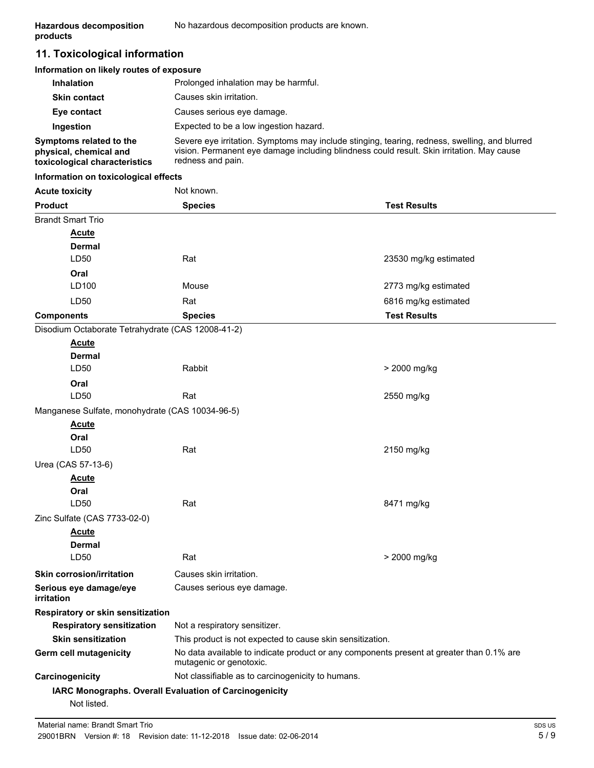**Hazardous decomposition products** No hazardous decomposition products are known.

## 11. Toxicological information

### Information on likely routes of exposure

**Inhalation** Prolonged inhalation may be harmful.

**Skin contact** Causes skin irritation.

**Eye contact** Causes serious eye damage.

**Ingestion** Expected to be a low ingestion hazard.

**Symptoms related to the physical, chemical and toxicological characteristics** Severe eye irritation. Symptoms may include stinging, tearing, redness, swelling, and blurred vision. Permanent eye damage including blindness could result. Skin irritation. May cause redness and pain.

### Information on toxicological effects

**Acute toxicity** Not known.

| Product | Species | Test Results |
|---|---|---|
| Brandt Smart Trio | | |
| **Acute** | | |
| **Dermal** | | |
| LD50 | Rat | 23530 mg/kg estimated |
| **Oral** | | |
| LD100 | Mouse | 2773 mg/kg estimated |
| LD50 | Rat | 6816 mg/kg estimated |

| Components | Species | Test Results |
|---|---|---|
| Disodium Octaborate Tetrahydrate (CAS 12008-41-2) | | |
| **Acute** | | |
| **Dermal** | | |
| LD50 | Rabbit | > 2000 mg/kg |
| **Oral** | | |
| LD50 | Rat | 2550 mg/kg |
| Manganese Sulfate, monohydrate (CAS 10034-96-5) | | |
| **Acute** | | |
| **Oral** | | |
| LD50 | Rat | 2150 mg/kg |
| Urea (CAS 57-13-6) | | |
| **Acute** | | |
| **Oral** | | |
| LD50 | Rat | 8471 mg/kg |
| Zinc Sulfate (CAS 7733-02-0) | | |
| **Acute** | | |
| **Dermal** | | |
| LD50 | Rat | > 2000 mg/kg |

**Skin corrosion/irritation** Causes skin irritation.

**Serious eye damage/eye irritation** Causes serious eye damage.

**Respiratory or skin sensitization**

**Respiratory sensitization** Not a respiratory sensitizer.

**Skin sensitization** This product is not expected to cause skin sensitization.

**Germ cell mutagenicity** No data available to indicate product or any components present at greater than 0.1% are mutagenic or genotoxic.

**Carcinogenicity** Not classifiable as to carcinogenicity to humans.

**IARC Monographs. Overall Evaluation of Carcinogenicity**

Not listed.

Material name: Brandt Smart Trio

29001BRN Version #: 18 Revision date: 11-12-2018 Issue date: 02-06-2014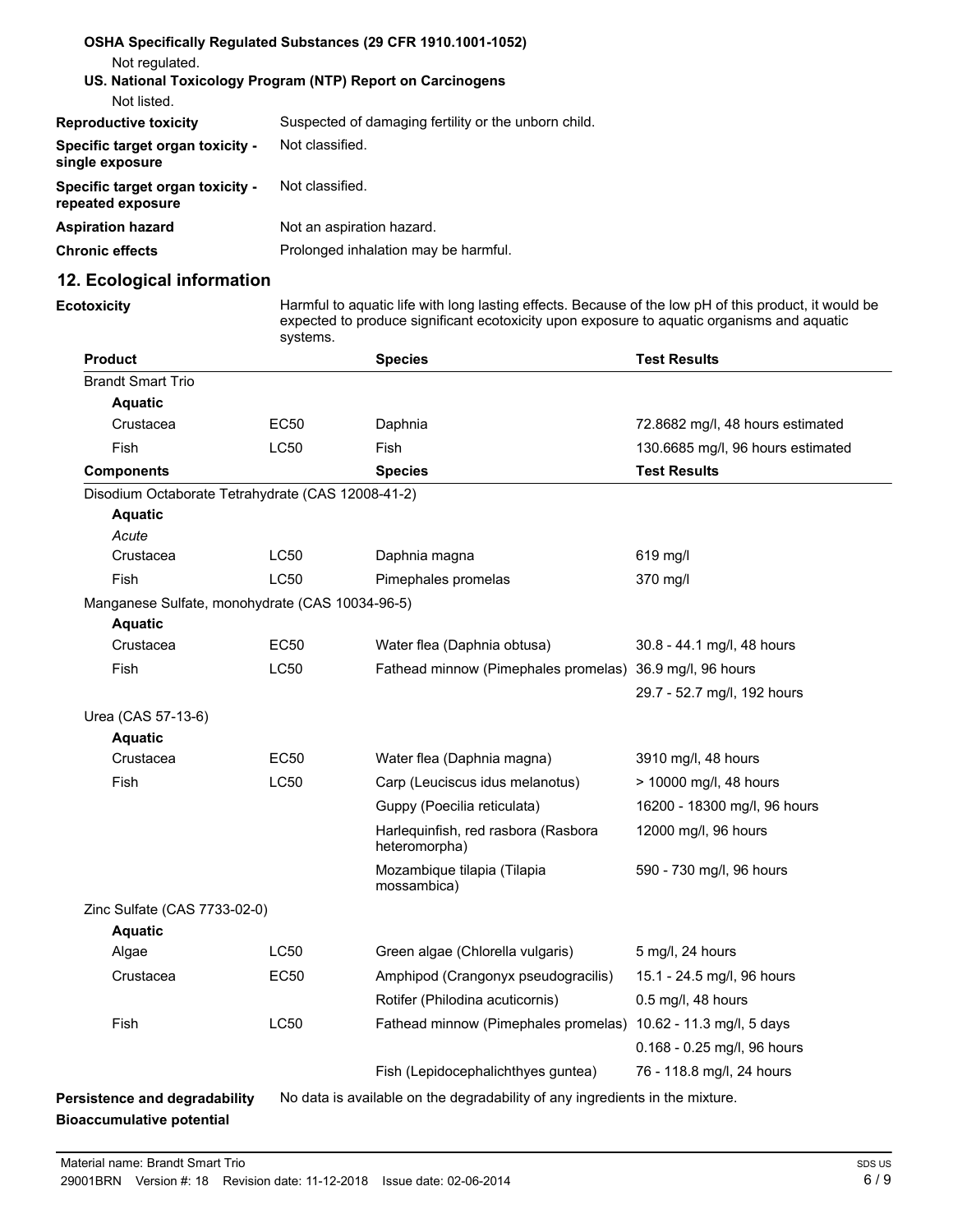**OSHA Specifically Regulated Substances (29 CFR 1910.1001-1052)**

Not regulated.

**US. National Toxicology Program (NTP) Report on Carcinogens**

Not listed.

| | |
|---|---|
| **Reproductive toxicity** | Suspected of damaging fertility or the unborn child. |
| **Specific target organ toxicity - single exposure** | Not classified. |
| **Specific target organ toxicity - repeated exposure** | Not classified. |
| **Aspiration hazard** | Not an aspiration hazard. |
| **Chronic effects** | Prolonged inhalation may be harmful. |

## 12. Ecological information

**Ecotoxicity**

Harmful to aquatic life with long lasting effects. Because of the low pH of this product, it would be expected to produce significant ecotoxicity upon exposure to aquatic organisms and aquatic systems.

| Product | | Species | Test Results |
|---|---|---|---|
| Brandt Smart Trio | | | |
| **Aquatic** | | | |
| Crustacea | EC50 | Daphnia | 72.8682 mg/l, 48 hours estimated |
| Fish | LC50 | Fish | 130.6685 mg/l, 96 hours estimated |
| **Components** | | **Species** | **Test Results** |
| Disodium Octaborate Tetrahydrate (CAS 12008-41-2) | | | |
| **Aquatic** | | | |
| *Acute* | | | |
| Crustacea | LC50 | Daphnia magna | 619 mg/l |
| Fish | LC50 | Pimephales promelas | 370 mg/l |
| Manganese Sulfate, monohydrate (CAS 10034-96-5) | | | |
| **Aquatic** | | | |
| Crustacea | EC50 | Water flea (Daphnia obtusa) | 30.8 - 44.1 mg/l, 48 hours |
| Fish | LC50 | Fathead minnow (Pimephales promelas) | 36.9 mg/l, 96 hours |
| | | | 29.7 - 52.7 mg/l, 192 hours |
| Urea (CAS 57-13-6) | | | |
| **Aquatic** | | | |
| Crustacea | EC50 | Water flea (Daphnia magna) | 3910 mg/l, 48 hours |
| Fish | LC50 | Carp (Leuciscus idus melanotus) | > 10000 mg/l, 48 hours |
| | | Guppy (Poecilia reticulata) | 16200 - 18300 mg/l, 96 hours |
| | | Harlequinfish, red rasbora (Rasbora heteromorpha) | 12000 mg/l, 96 hours |
| | | Mozambique tilapia (Tilapia mossambica) | 590 - 730 mg/l, 96 hours |
| Zinc Sulfate (CAS 7733-02-0) | | | |
| **Aquatic** | | | |
| Algae | LC50 | Green algae (Chlorella vulgaris) | 5 mg/l, 24 hours |
| Crustacea | EC50 | Amphipod (Crangonyx pseudogracilis) | 15.1 - 24.5 mg/l, 96 hours |
| | | Rotifer (Philodina acuticornis) | 0.5 mg/l, 48 hours |
| Fish | LC50 | Fathead minnow (Pimephales promelas) | 10.62 - 11.3 mg/l, 5 days |
| | | | 0.168 - 0.25 mg/l, 96 hours |
| | | Fish (Lepidocephalichthyes guntea) | 76 - 118.8 mg/l, 24 hours |

**Persistence and degradability** No data is available on the degradability of any ingredients in the mixture.

**Bioaccumulative potential**

Material name: Brandt Smart Trio

29001BRN Version #: 18 Revision date: 11-12-2018 Issue date: 02-06-2014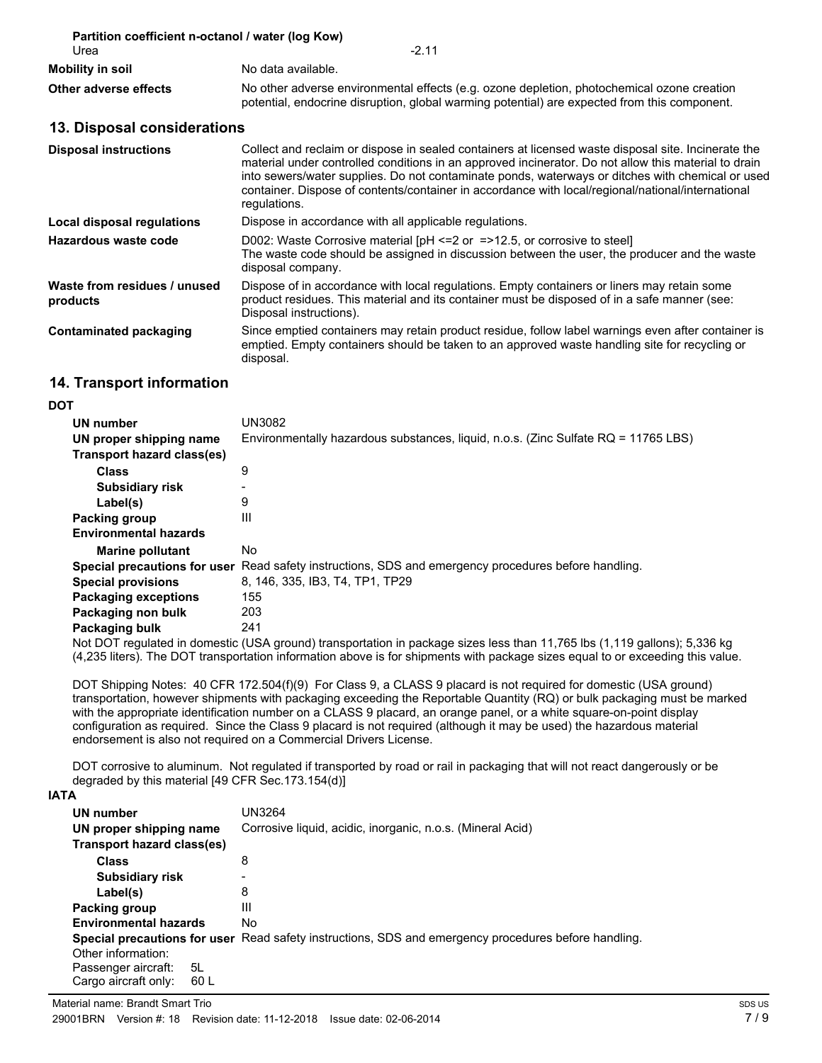**Partition coefficient n-octanol / water (log Kow)**

| | |
|---|---|
| Urea | -2.11 |
| **Mobility in soil** | No data available. |
| **Other adverse effects** | No other adverse environmental effects (e.g. ozone depletion, photochemical ozone creation potential, endocrine disruption, global warming potential) are expected from this component. |

## 13. Disposal considerations

| | |
|---|---|
| **Disposal instructions** | Collect and reclaim or dispose in sealed containers at licensed waste disposal site. Incinerate the material under controlled conditions in an approved incinerator. Do not allow this material to drain into sewers/water supplies. Do not contaminate ponds, waterways or ditches with chemical or used container. Dispose of contents/container in accordance with local/regional/national/international regulations. |
| **Local disposal regulations** | Dispose in accordance with all applicable regulations. |
| **Hazardous waste code** | D002: Waste Corrosive material [pH <=2 or =>12.5, or corrosive to steel] The waste code should be assigned in discussion between the user, the producer and the waste disposal company. |
| **Waste from residues / unused products** | Dispose of in accordance with local regulations. Empty containers or liners may retain some product residues. This material and its container must be disposed of in a safe manner (see: Disposal instructions). |
| **Contaminated packaging** | Since emptied containers may retain product residue, follow label warnings even after container is emptied. Empty containers should be taken to an approved waste handling site for recycling or disposal. |

## 14. Transport information

**DOT**

| | |
|---|---|
| **UN number** | UN3082 |
| **UN proper shipping name** | Environmentally hazardous substances, liquid, n.o.s. (Zinc Sulfate RQ = 11765 LBS) |
| **Transport hazard class(es)** | |
| **Class** | 9 |
| **Subsidiary risk** | - |
| **Label(s)** | 9 |
| **Packing group** | III |
| **Environmental hazards** | |
| **Marine pollutant** | No |
| **Special precautions for user** | Read safety instructions, SDS and emergency procedures before handling. |
| **Special provisions** | 8, 146, 335, IB3, T4, TP1, TP29 |
| **Packaging exceptions** | 155 |
| **Packaging non bulk** | 203 |
| **Packaging bulk** | 241 |

Not DOT regulated in domestic (USA ground) transportation in package sizes less than 11,765 lbs (1,119 gallons); 5,336 kg (4,235 liters). The DOT transportation information above is for shipments with package sizes equal to or exceeding this value.

DOT Shipping Notes: 40 CFR 172.504(f)(9) For Class 9, a CLASS 9 placard is not required for domestic (USA ground) transportation, however shipments with packaging exceeding the Reportable Quantity (RQ) or bulk packaging must be marked with the appropriate identification number on a CLASS 9 placard, an orange panel, or a white square-on-point display configuration as required. Since the Class 9 placard is not required (although it may be used) the hazardous material endorsement is also not required on a Commercial Drivers License.

DOT corrosive to aluminum. Not regulated if transported by road or rail in packaging that will not react dangerously or be degraded by this material [49 CFR Sec.173.154(d)]

**IATA**

| | |
|---|---|
| **UN number** | UN3264 |
| **UN proper shipping name** | Corrosive liquid, acidic, inorganic, n.o.s. (Mineral Acid) |
| **Transport hazard class(es)** | |
| **Class** | 8 |
| **Subsidiary risk** | - |
| **Label(s)** | 8 |
| **Packing group** | III |
| **Environmental hazards** | No |
| **Special precautions for user** | Read safety instructions, SDS and emergency procedures before handling. |

Other information:
Passenger aircraft: 5L
Cargo aircraft only: 60 L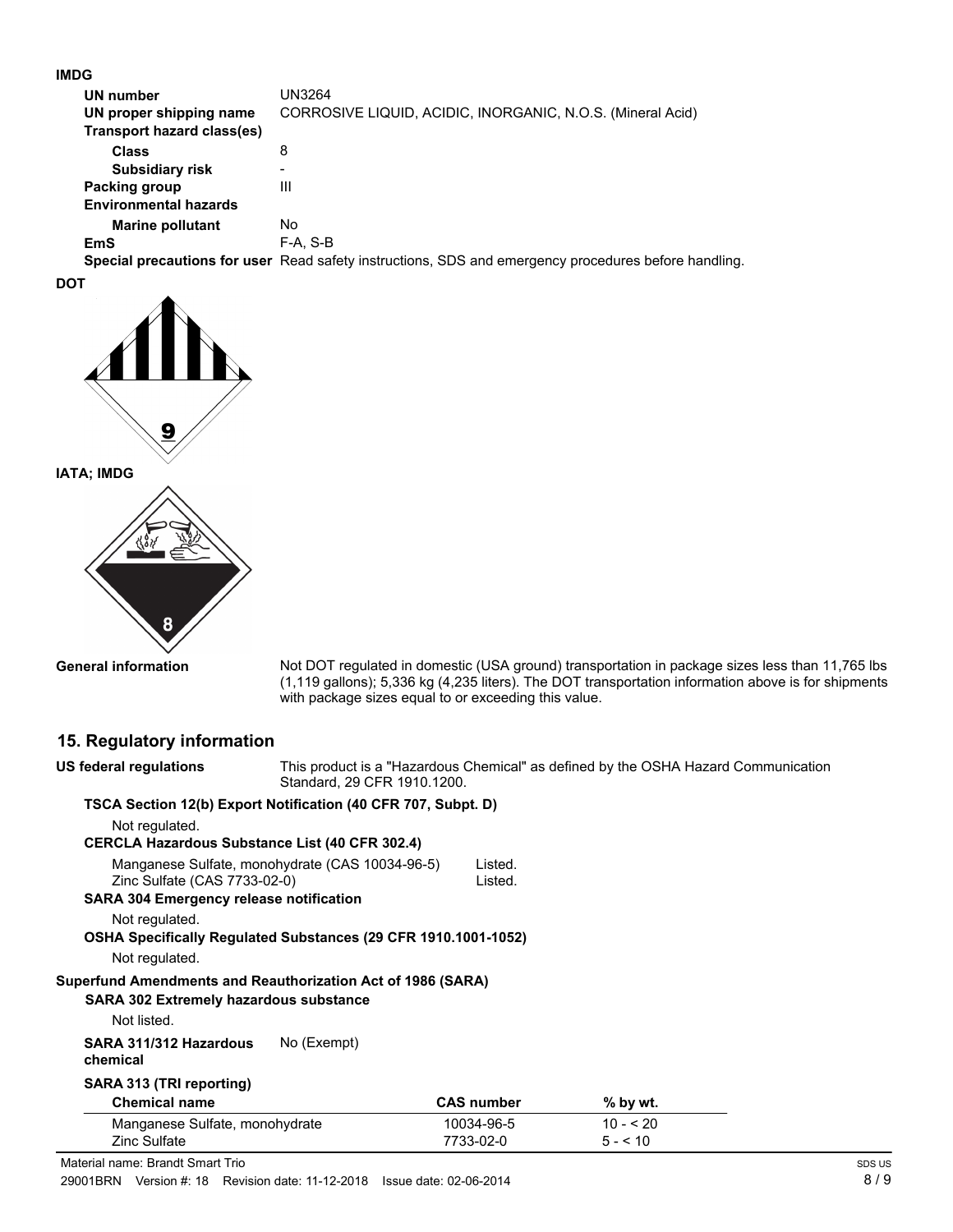**IMDG**

| | |
|---|---|
| **UN number** | UN3264 |
| **UN proper shipping name** | CORROSIVE LIQUID, ACIDIC, INORGANIC, N.O.S. (Mineral Acid) |
| **Transport hazard class(es)** | |
| **Class** | 8 |
| **Subsidiary risk** | - |
| **Packing group** | III |
| **Environmental hazards** | |
| **Marine pollutant** | No |
| **EmS** | F-A, S-B |
| **Special precautions for user** | Read safety instructions, SDS and emergency procedures before handling. |

**DOT**

**IATA; IMDG**

**General information** Not DOT regulated in domestic (USA ground) transportation in package sizes less than 11,765 lbs (1,119 gallons); 5,336 kg (4,235 liters). The DOT transportation information above is for shipments with package sizes equal to or exceeding this value.

## 15. Regulatory information

**US federal regulations** This product is a "Hazardous Chemical" as defined by the OSHA Hazard Communication Standard, 29 CFR 1910.1200.

**TSCA Section 12(b) Export Notification (40 CFR 707, Subpt. D)**

Not regulated.

**CERCLA Hazardous Substance List (40 CFR 302.4)**

| | |
|---|---|
| Manganese Sulfate, monohydrate (CAS 10034-96-5) | Listed. |
| Zinc Sulfate (CAS 7733-02-0) | Listed. |

**SARA 304 Emergency release notification**

Not regulated.

**OSHA Specifically Regulated Substances (29 CFR 1910.1001-1052)**

Not regulated.

**Superfund Amendments and Reauthorization Act of 1986 (SARA)**

**SARA 302 Extremely hazardous substance**

Not listed.

**SARA 311/312 Hazardous chemical** No (Exempt)

**SARA 313 (TRI reporting)**

| Chemical name | CAS number | % by wt. |
|---|---|---|
| Manganese Sulfate, monohydrate | 10034-96-5 | 10 - < 20 |
| Zinc Sulfate | 7733-02-0 | 5 - < 10 |

Material name: Brandt Smart Trio

29001BRN Version #: 18 Revision date: 11-12-2018 Issue date: 02-06-2014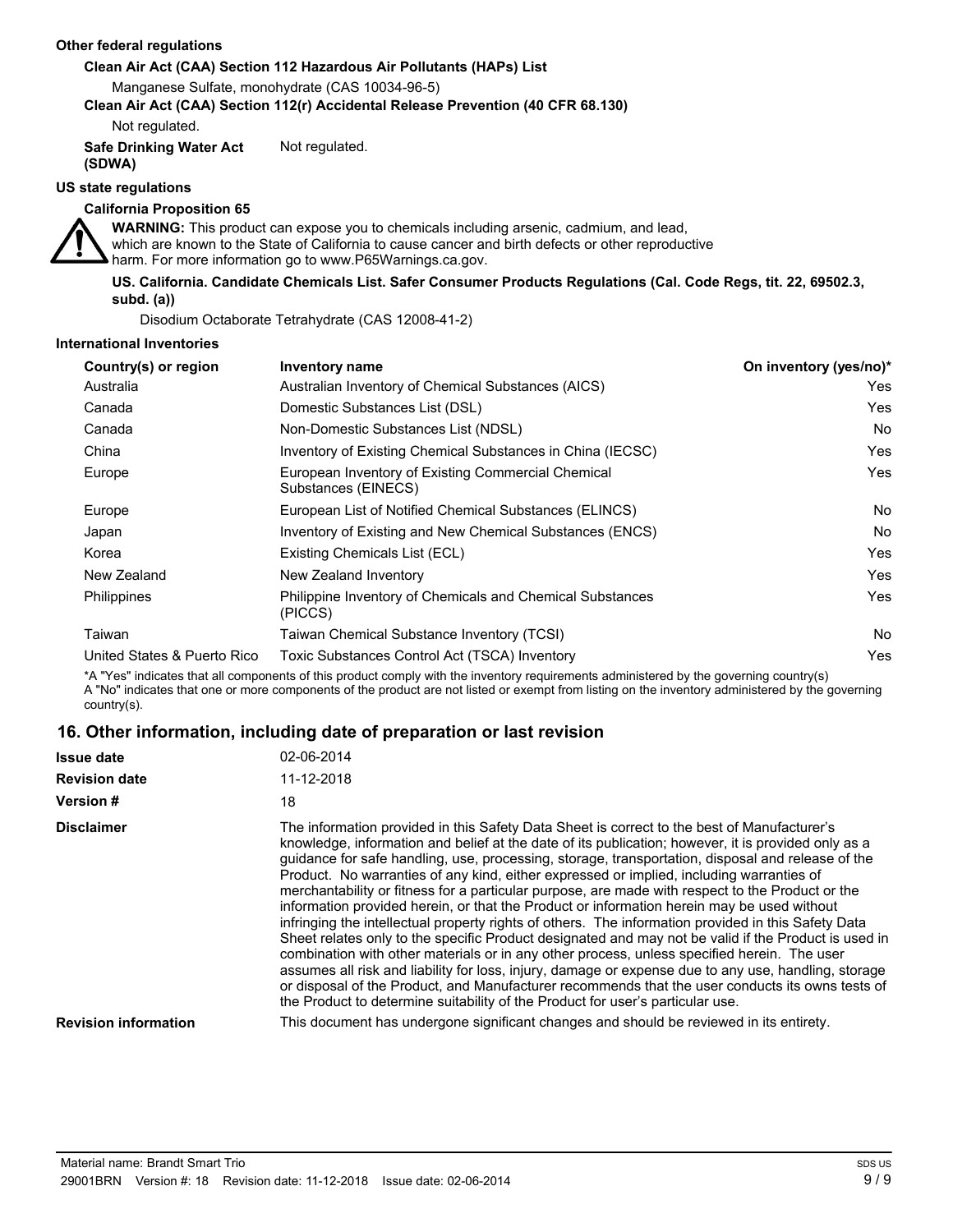**Other federal regulations**

**Clean Air Act (CAA) Section 112 Hazardous Air Pollutants (HAPs) List**

Manganese Sulfate, monohydrate (CAS 10034-96-5)

**Clean Air Act (CAA) Section 112(r) Accidental Release Prevention (40 CFR 68.130)**

Not regulated.

**Safe Drinking Water Act (SDWA)** Not regulated.

**US state regulations**

**California Proposition 65**

**WARNING:** This product can expose you to chemicals including arsenic, cadmium, and lead, which are known to the State of California to cause cancer and birth defects or other reproductive harm. For more information go to www.P65Warnings.ca.gov.

**US. California. Candidate Chemicals List. Safer Consumer Products Regulations (Cal. Code Regs, tit. 22, 69502.3, subd. (a))**

Disodium Octaborate Tetrahydrate (CAS 12008-41-2)

**International Inventories**

| Country(s) or region | Inventory name | On inventory (yes/no)* |
|---|---|---|
| Australia | Australian Inventory of Chemical Substances (AICS) | Yes |
| Canada | Domestic Substances List (DSL) | Yes |
| Canada | Non-Domestic Substances List (NDSL) | No |
| China | Inventory of Existing Chemical Substances in China (IECSC) | Yes |
| Europe | European Inventory of Existing Commercial Chemical Substances (EINECS) | Yes |
| Europe | European List of Notified Chemical Substances (ELINCS) | No |
| Japan | Inventory of Existing and New Chemical Substances (ENCS) | No |
| Korea | Existing Chemicals List (ECL) | Yes |
| New Zealand | New Zealand Inventory | Yes |
| Philippines | Philippine Inventory of Chemicals and Chemical Substances (PICCS) | Yes |
| Taiwan | Taiwan Chemical Substance Inventory (TCSI) | No |
| United States & Puerto Rico | Toxic Substances Control Act (TSCA) Inventory | Yes |

*A "Yes" indicates that all components of this product comply with the inventory requirements administered by the governing country(s)
A "No" indicates that one or more components of the product are not listed or exempt from listing on the inventory administered by the governing country(s).

## 16. Other information, including date of preparation or last revision

**Issue date** 02-06-2014

**Revision date** 11-12-2018

**Version #** 18

**Disclaimer** The information provided in this Safety Data Sheet is correct to the best of Manufacturer's knowledge, information and belief at the date of its publication; however, it is provided only as a guidance for safe handling, use, processing, storage, transportation, disposal and release of the Product. No warranties of any kind, either expressed or implied, including warranties of merchantability or fitness for a particular purpose, are made with respect to the Product or the information provided herein, or that the Product or information herein may be used without infringing the intellectual property rights of others. The information provided in this Safety Data Sheet relates only to the specific Product designated and may not be valid if the Product is used in combination with other materials or in any other process, unless specified herein. The user assumes all risk and liability for loss, injury, damage or expense due to any use, handling, storage or disposal of the Product, and Manufacturer recommends that the user conducts its owns tests of the Product to determine suitability of the Product for user's particular use.

**Revision information** This document has undergone significant changes and should be reviewed in its entirety.